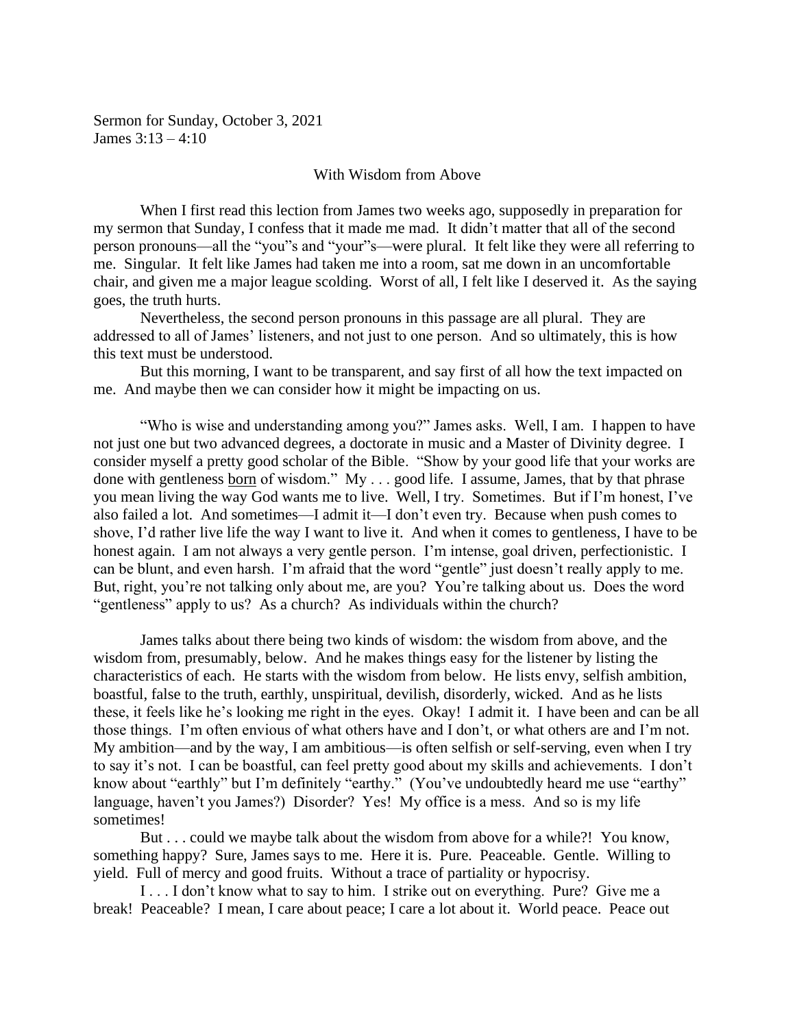Sermon for Sunday, October 3, 2021
James 3:13 – 4:10

## With Wisdom from Above

When I first read this lection from James two weeks ago, supposedly in preparation for my sermon that Sunday, I confess that it made me mad. It didn't matter that all of the second person pronouns—all the "you"s and "your"s—were plural. It felt like they were all referring to me. Singular. It felt like James had taken me into a room, sat me down in an uncomfortable chair, and given me a major league scolding. Worst of all, I felt like I deserved it. As the saying goes, the truth hurts.

Nevertheless, the second person pronouns in this passage are all plural. They are addressed to all of James' listeners, and not just to one person. And so ultimately, this is how this text must be understood.

But this morning, I want to be transparent, and say first of all how the text impacted on me. And maybe then we can consider how it might be impacting on us.

"Who is wise and understanding among you?" James asks. Well, I am. I happen to have not just one but two advanced degrees, a doctorate in music and a Master of Divinity degree. I consider myself a pretty good scholar of the Bible. "Show by your good life that your works are done with gentleness <u>born</u> of wisdom." My . . . good life. I assume, James, that by that phrase you mean living the way God wants me to live. Well, I try. Sometimes. But if I'm honest, I've also failed a lot. And sometimes—I admit it—I don't even try. Because when push comes to shove, I'd rather live life the way I want to live it. And when it comes to gentleness, I have to be honest again. I am not always a very gentle person. I'm intense, goal driven, perfectionistic. I can be blunt, and even harsh. I'm afraid that the word "gentle" just doesn't really apply to me. But, right, you're not talking only about me, are you? You're talking about us. Does the word "gentleness" apply to us? As a church? As individuals within the church?

James talks about there being two kinds of wisdom: the wisdom from above, and the wisdom from, presumably, below. And he makes things easy for the listener by listing the characteristics of each. He starts with the wisdom from below. He lists envy, selfish ambition, boastful, false to the truth, earthly, unspiritual, devilish, disorderly, wicked. And as he lists these, it feels like he's looking me right in the eyes. Okay! I admit it. I have been and can be all those things. I'm often envious of what others have and I don't, or what others are and I'm not. My ambition—and by the way, I am ambitious—is often selfish or self-serving, even when I try to say it's not. I can be boastful, can feel pretty good about my skills and achievements. I don't know about "earthly" but I'm definitely "earthy." (You've undoubtedly heard me use "earthy" language, haven't you James?) Disorder? Yes! My office is a mess. And so is my life sometimes!

But . . . could we maybe talk about the wisdom from above for a while?! You know, something happy? Sure, James says to me. Here it is. Pure. Peaceable. Gentle. Willing to yield. Full of mercy and good fruits. Without a trace of partiality or hypocrisy.

I . . . I don't know what to say to him. I strike out on everything. Pure? Give me a break! Peaceable? I mean, I care about peace; I care a lot about it. World peace. Peace out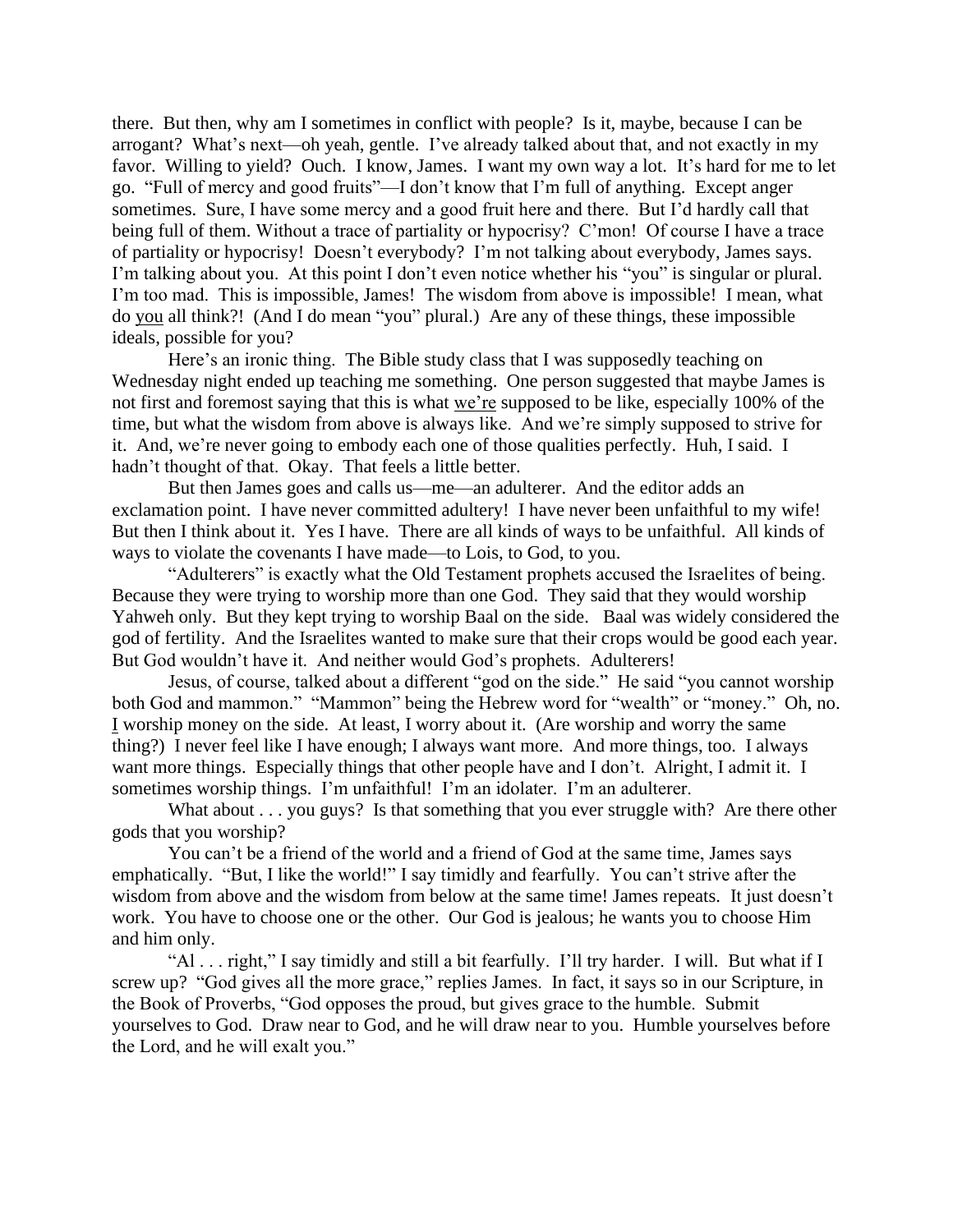there. But then, why am I sometimes in conflict with people? Is it, maybe, because I can be arrogant? What's next—oh yeah, gentle. I've already talked about that, and not exactly in my favor. Willing to yield? Ouch. I know, James. I want my own way a lot. It's hard for me to let go. "Full of mercy and good fruits"—I don't know that I'm full of anything. Except anger sometimes. Sure, I have some mercy and a good fruit here and there. But I'd hardly call that being full of them. Without a trace of partiality or hypocrisy? C'mon! Of course I have a trace of partiality or hypocrisy! Doesn't everybody? I'm not talking about everybody, James says. I'm talking about you. At this point I don't even notice whether his "you" is singular or plural. I'm too mad. This is impossible, James! The wisdom from above is impossible! I mean, what do <u>you</u> all think?! (And I do mean "you" plural.) Are any of these things, these impossible ideals, possible for you?

Here's an ironic thing. The Bible study class that I was supposedly teaching on Wednesday night ended up teaching me something. One person suggested that maybe James is not first and foremost saying that this is what <u>we're</u> supposed to be like, especially 100% of the time, but what the wisdom from above is always like. And we're simply supposed to strive for it. And, we're never going to embody each one of those qualities perfectly. Huh, I said. I hadn't thought of that. Okay. That feels a little better.

But then James goes and calls us—me—an adulterer. And the editor adds an exclamation point. I have never committed adultery! I have never been unfaithful to my wife! But then I think about it. Yes I have. There are all kinds of ways to be unfaithful. All kinds of ways to violate the covenants I have made—to Lois, to God, to you.

"Adulterers" is exactly what the Old Testament prophets accused the Israelites of being. Because they were trying to worship more than one God. They said that they would worship Yahweh only. But they kept trying to worship Baal on the side. Baal was widely considered the god of fertility. And the Israelites wanted to make sure that their crops would be good each year. But God wouldn't have it. And neither would God's prophets. Adulterers!

Jesus, of course, talked about a different "god on the side." He said "you cannot worship both God and mammon." "Mammon" being the Hebrew word for "wealth" or "money." Oh, no. <u>I</u> worship money on the side. At least, I worry about it. (Are worship and worry the same thing?) I never feel like I have enough; I always want more. And more things, too. I always want more things. Especially things that other people have and I don't. Alright, I admit it. I sometimes worship things. I'm unfaithful! I'm an idolater. I'm an adulterer.

What about . . . you guys? Is that something that you ever struggle with? Are there other gods that you worship?

You can't be a friend of the world and a friend of God at the same time, James says emphatically. "But, I like the world!" I say timidly and fearfully. You can't strive after the wisdom from above and the wisdom from below at the same time! James repeats. It just doesn't work. You have to choose one or the other. Our God is jealous; he wants you to choose Him and him only.

"Al . . . right," I say timidly and still a bit fearfully. I'll try harder. I will. But what if I screw up? "God gives all the more grace," replies James. In fact, it says so in our Scripture, in the Book of Proverbs, "God opposes the proud, but gives grace to the humble. Submit yourselves to God. Draw near to God, and he will draw near to you. Humble yourselves before the Lord, and he will exalt you."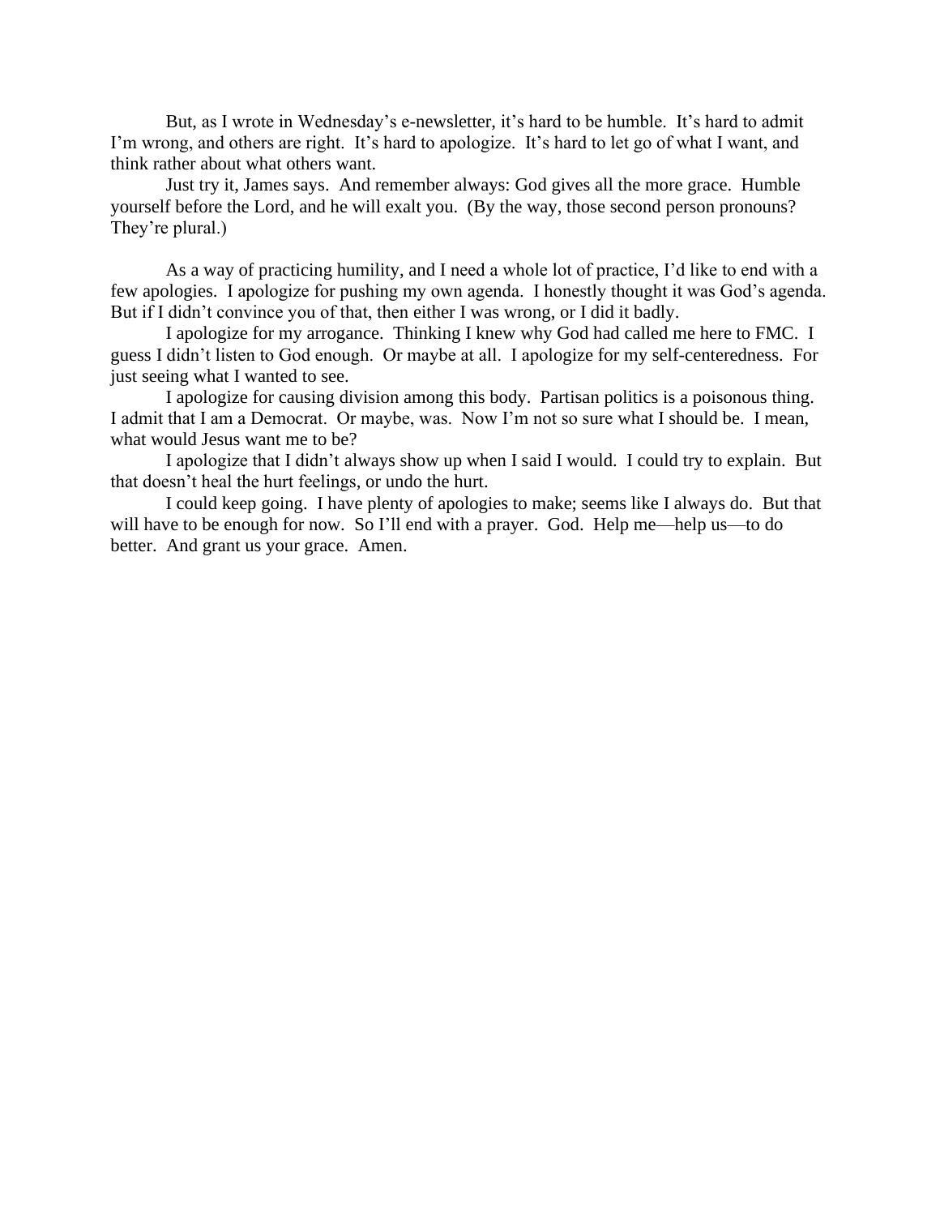But, as I wrote in Wednesday's e-newsletter, it's hard to be humble. It's hard to admit I'm wrong, and others are right. It's hard to apologize. It's hard to let go of what I want, and think rather about what others want.

Just try it, James says. And remember always: God gives all the more grace. Humble yourself before the Lord, and he will exalt you. (By the way, those second person pronouns? They're plural.)

As a way of practicing humility, and I need a whole lot of practice, I'd like to end with a few apologies. I apologize for pushing my own agenda. I honestly thought it was God's agenda. But if I didn't convince you of that, then either I was wrong, or I did it badly.

I apologize for my arrogance. Thinking I knew why God had called me here to FMC. I guess I didn't listen to God enough. Or maybe at all. I apologize for my self-centeredness. For just seeing what I wanted to see.

I apologize for causing division among this body. Partisan politics is a poisonous thing. I admit that I am a Democrat. Or maybe, was. Now I'm not so sure what I should be. I mean, what would Jesus want me to be?

I apologize that I didn't always show up when I said I would. I could try to explain. But that doesn't heal the hurt feelings, or undo the hurt.

I could keep going. I have plenty of apologies to make; seems like I always do. But that will have to be enough for now. So I'll end with a prayer. God. Help me—help us—to do better. And grant us your grace. Amen.